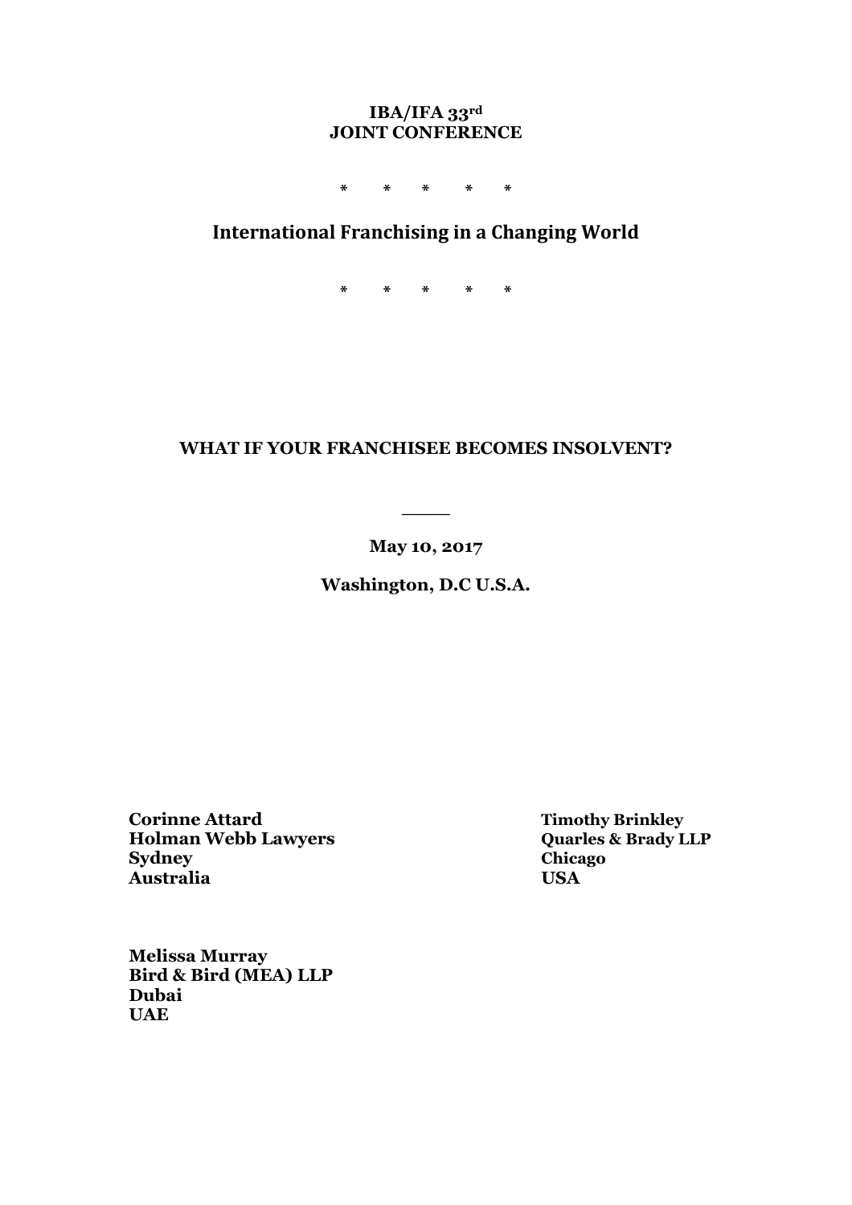**IBA/IFA 33rd**
**JOINT CONFERENCE**

*          *          *          *          *

## International Franchising in a Changing World

*          *          *          *          *

# WHAT IF YOUR FRANCHISEE BECOMES INSOLVENT?

\_\_\_\_

**May 10, 2017**

**Washington, D.C U.S.A.**

**Corinne Attard**
**Holman Webb Lawyers**
**Sydney**
**Australia**

**Timothy Brinkley**
**Quarles & Brady LLP**
**Chicago**
**USA**

**Melissa Murray**
**Bird & Bird (MEA) LLP**
**Dubai**
**UAE**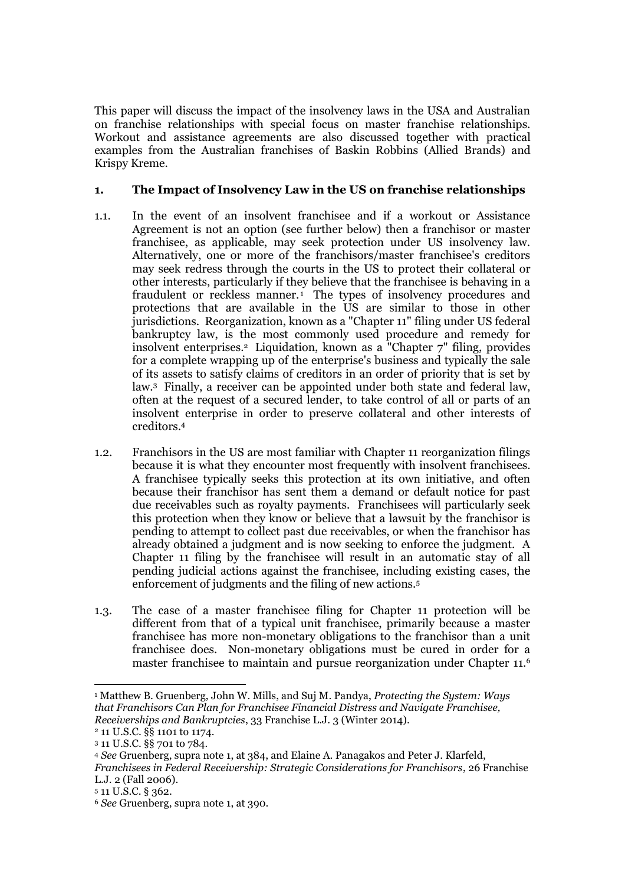This paper will discuss the impact of the insolvency laws in the USA and Australian on franchise relationships with special focus on master franchise relationships. Workout and assistance agreements are also discussed together with practical examples from the Australian franchises of Baskin Robbins (Allied Brands) and Krispy Kreme.

## 1. The Impact of Insolvency Law in the US on franchise relationships

1.1. In the event of an insolvent franchisee and if a workout or Assistance Agreement is not an option (see further below) then a franchisor or master franchisee, as applicable, may seek protection under US insolvency law. Alternatively, one or more of the franchisors/master franchisee's creditors may seek redress through the courts in the US to protect their collateral or other interests, particularly if they believe that the franchisee is behaving in a fraudulent or reckless manner.[1] The types of insolvency procedures and protections that are available in the US are similar to those in other jurisdictions. Reorganization, known as a "Chapter 11" filing under US federal bankruptcy law, is the most commonly used procedure and remedy for insolvent enterprises.[2] Liquidation, known as a "Chapter 7" filing, provides for a complete wrapping up of the enterprise's business and typically the sale of its assets to satisfy claims of creditors in an order of priority that is set by law.[3] Finally, a receiver can be appointed under both state and federal law, often at the request of a secured lender, to take control of all or parts of an insolvent enterprise in order to preserve collateral and other interests of creditors.[4]

1.2. Franchisors in the US are most familiar with Chapter 11 reorganization filings because it is what they encounter most frequently with insolvent franchisees. A franchisee typically seeks this protection at its own initiative, and often because their franchisor has sent them a demand or default notice for past due receivables such as royalty payments. Franchisees will particularly seek this protection when they know or believe that a lawsuit by the franchisor is pending to attempt to collect past due receivables, or when the franchisor has already obtained a judgment and is now seeking to enforce the judgment. A Chapter 11 filing by the franchisee will result in an automatic stay of all pending judicial actions against the franchisee, including existing cases, the enforcement of judgments and the filing of new actions.[5]

1.3. The case of a master franchisee filing for Chapter 11 protection will be different from that of a typical unit franchisee, primarily because a master franchisee has more non-monetary obligations to the franchisor than a unit franchisee does. Non-monetary obligations must be cured in order for a master franchisee to maintain and pursue reorganization under Chapter 11.[6]

---

[1] Matthew B. Gruenberg, John W. Mills, and Suj M. Pandya, *Protecting the System: Ways that Franchisors Can Plan for Franchisee Financial Distress and Navigate Franchisee, Receiverships and Bankruptcies*, 33 Franchise L.J. 3 (Winter 2014).

[2] 11 U.S.C. §§ 1101 to 1174.

[3] 11 U.S.C. §§ 701 to 784.

[4] *See* Gruenberg, supra note 1, at 384, and Elaine A. Panagakos and Peter J. Klarfeld, *Franchisees in Federal Receivership: Strategic Considerations for Franchisors*, 26 Franchise L.J. 2 (Fall 2006).

[5] 11 U.S.C. § 362.

[6] *See* Gruenberg, supra note 1, at 390.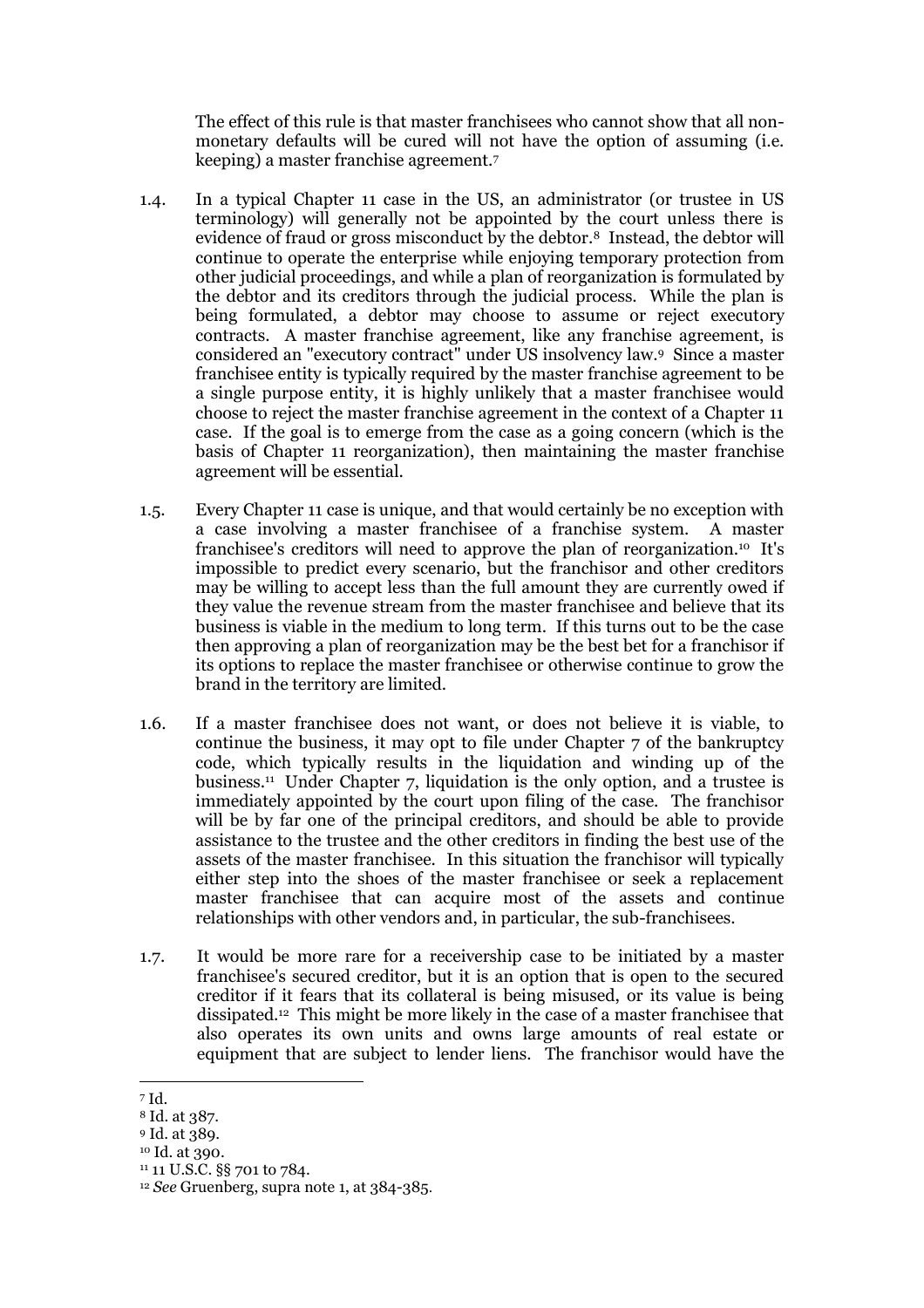The effect of this rule is that master franchisees who cannot show that all non-monetary defaults will be cured will not have the option of assuming (i.e. keeping) a master franchise agreement.[7]

1.4. In a typical Chapter 11 case in the US, an administrator (or trustee in US terminology) will generally not be appointed by the court unless there is evidence of fraud or gross misconduct by the debtor.[8] Instead, the debtor will continue to operate the enterprise while enjoying temporary protection from other judicial proceedings, and while a plan of reorganization is formulated by the debtor and its creditors through the judicial process. While the plan is being formulated, a debtor may choose to assume or reject executory contracts. A master franchise agreement, like any franchise agreement, is considered an "executory contract" under US insolvency law.[9] Since a master franchisee entity is typically required by the master franchise agreement to be a single purpose entity, it is highly unlikely that a master franchisee would choose to reject the master franchise agreement in the context of a Chapter 11 case. If the goal is to emerge from the case as a going concern (which is the basis of Chapter 11 reorganization), then maintaining the master franchise agreement will be essential.

1.5. Every Chapter 11 case is unique, and that would certainly be no exception with a case involving a master franchisee of a franchise system. A master franchisee's creditors will need to approve the plan of reorganization.[10] It's impossible to predict every scenario, but the franchisor and other creditors may be willing to accept less than the full amount they are currently owed if they value the revenue stream from the master franchisee and believe that its business is viable in the medium to long term. If this turns out to be the case then approving a plan of reorganization may be the best bet for a franchisor if its options to replace the master franchisee or otherwise continue to grow the brand in the territory are limited.

1.6. If a master franchisee does not want, or does not believe it is viable, to continue the business, it may opt to file under Chapter 7 of the bankruptcy code, which typically results in the liquidation and winding up of the business.[11] Under Chapter 7, liquidation is the only option, and a trustee is immediately appointed by the court upon filing of the case. The franchisor will be by far one of the principal creditors, and should be able to provide assistance to the trustee and the other creditors in finding the best use of the assets of the master franchisee. In this situation the franchisor will typically either step into the shoes of the master franchisee or seek a replacement master franchisee that can acquire most of the assets and continue relationships with other vendors and, in particular, the sub-franchisees.

1.7. It would be more rare for a receivership case to be initiated by a master franchisee's secured creditor, but it is an option that is open to the secured creditor if it fears that its collateral is being misused, or its value is being dissipated.[12] This might be more likely in the case of a master franchisee that also operates its own units and owns large amounts of real estate or equipment that are subject to lender liens. The franchisor would have the

---

[7] Id.

[8] Id. at 387.

[9] Id. at 389.

[10] Id. at 390.

[11] 11 U.S.C. §§ 701 to 784.

[12] *See* Gruenberg, supra note 1, at 384-385.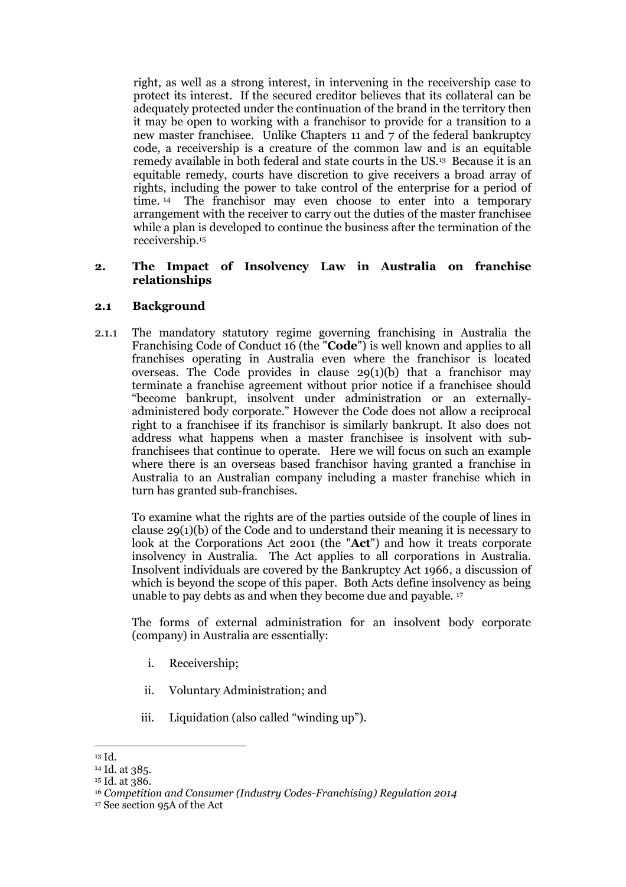right, as well as a strong interest, in intervening in the receivership case to protect its interest. If the secured creditor believes that its collateral can be adequately protected under the continuation of the brand in the territory then it may be open to working with a franchisor to provide for a transition to a new master franchisee. Unlike Chapters 11 and 7 of the federal bankruptcy code, a receivership is a creature of the common law and is an equitable remedy available in both federal and state courts in the US.[13] Because it is an equitable remedy, courts have discretion to give receivers a broad array of rights, including the power to take control of the enterprise for a period of time.[14] The franchisor may even choose to enter into a temporary arrangement with the receiver to carry out the duties of the master franchisee while a plan is developed to continue the business after the termination of the receivership.[15]

## 2. The Impact of Insolvency Law in Australia on franchise relationships

### 2.1 Background

2.1.1 The mandatory statutory regime governing franchising in Australia the Franchising Code of Conduct 16 (the "**Code**") is well known and applies to all franchises operating in Australia even where the franchisor is located overseas. The Code provides in clause 29(1)(b) that a franchisor may terminate a franchise agreement without prior notice if a franchisee should "become bankrupt, insolvent under administration or an externally-administered body corporate." However the Code does not allow a reciprocal right to a franchisee if its franchisor is similarly bankrupt. It also does not address what happens when a master franchisee is insolvent with sub-franchisees that continue to operate. Here we will focus on such an example where there is an overseas based franchisor having granted a franchise in Australia to an Australian company including a master franchise which in turn has granted sub-franchises.

To examine what the rights are of the parties outside of the couple of lines in clause 29(1)(b) of the Code and to understand their meaning it is necessary to look at the Corporations Act 2001 (the "**Act**") and how it treats corporate insolvency in Australia. The Act applies to all corporations in Australia. Insolvent individuals are covered by the Bankruptcy Act 1966, a discussion of which is beyond the scope of this paper. Both Acts define insolvency as being unable to pay debts as and when they become due and payable.[17]

The forms of external administration for an insolvent body corporate (company) in Australia are essentially:

i. Receivership;

ii. Voluntary Administration; and

iii. Liquidation (also called "winding up").

---

[13] Id.

[14] Id. at 385.

[15] Id. at 386.

[16] *Competition and Consumer (Industry Codes-Franchising) Regulation 2014*

[17] See section 95A of the Act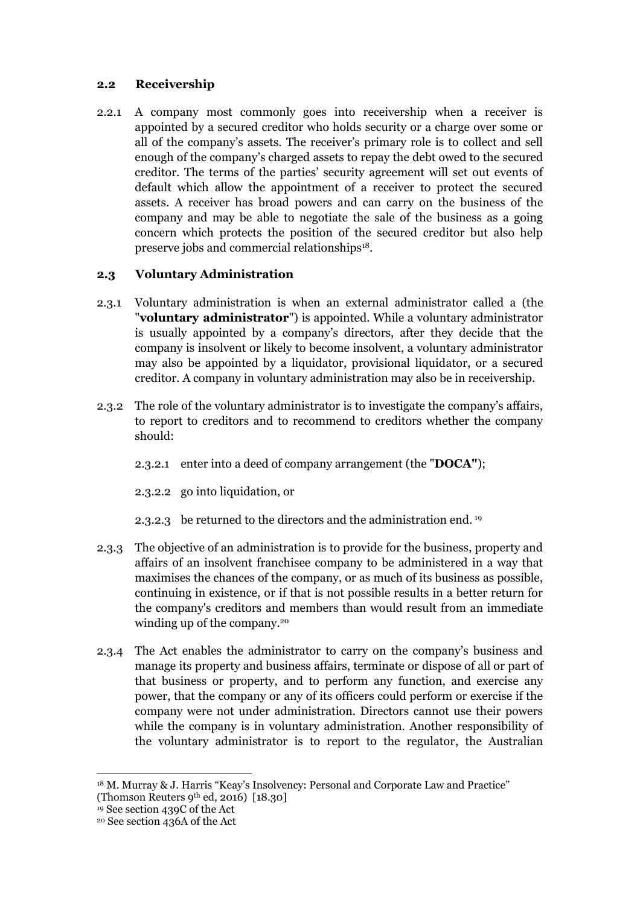### 2.2 Receivership

2.2.1 A company most commonly goes into receivership when a receiver is appointed by a secured creditor who holds security or a charge over some or all of the company's assets. The receiver's primary role is to collect and sell enough of the company's charged assets to repay the debt owed to the secured creditor. The terms of the parties' security agreement will set out events of default which allow the appointment of a receiver to protect the secured assets. A receiver has broad powers and can carry on the business of the company and may be able to negotiate the sale of the business as a going concern which protects the position of the secured creditor but also help preserve jobs and commercial relationships[18].

### 2.3 Voluntary Administration

2.3.1 Voluntary administration is when an external administrator called a (the "**voluntary administrator**") is appointed. While a voluntary administrator is usually appointed by a company's directors, after they decide that the company is insolvent or likely to become insolvent, a voluntary administrator may also be appointed by a liquidator, provisional liquidator, or a secured creditor. A company in voluntary administration may also be in receivership.

2.3.2 The role of the voluntary administrator is to investigate the company's affairs, to report to creditors and to recommend to creditors whether the company should:

2.3.2.1 enter into a deed of company arrangement (the "**DOCA"**);

2.3.2.2 go into liquidation, or

2.3.2.3 be returned to the directors and the administration end. [19]

2.3.3 The objective of an administration is to provide for the business, property and affairs of an insolvent franchisee company to be administered in a way that maximises the chances of the company, or as much of its business as possible, continuing in existence, or if that is not possible results in a better return for the company's creditors and members than would result from an immediate winding up of the company.[20]

2.3.4 The Act enables the administrator to carry on the company's business and manage its property and business affairs, terminate or dispose of all or part of that business or property, and to perform any function, and exercise any power, that the company or any of its officers could perform or exercise if the company were not under administration. Directors cannot use their powers while the company is in voluntary administration. Another responsibility of the voluntary administrator is to report to the regulator, the Australian

---

[18] M. Murray & J. Harris "Keay's Insolvency: Personal and Corporate Law and Practice" (Thomson Reuters 9th ed, 2016) [18.30]

[19] See section 439C of the Act

[20] See section 436A of the Act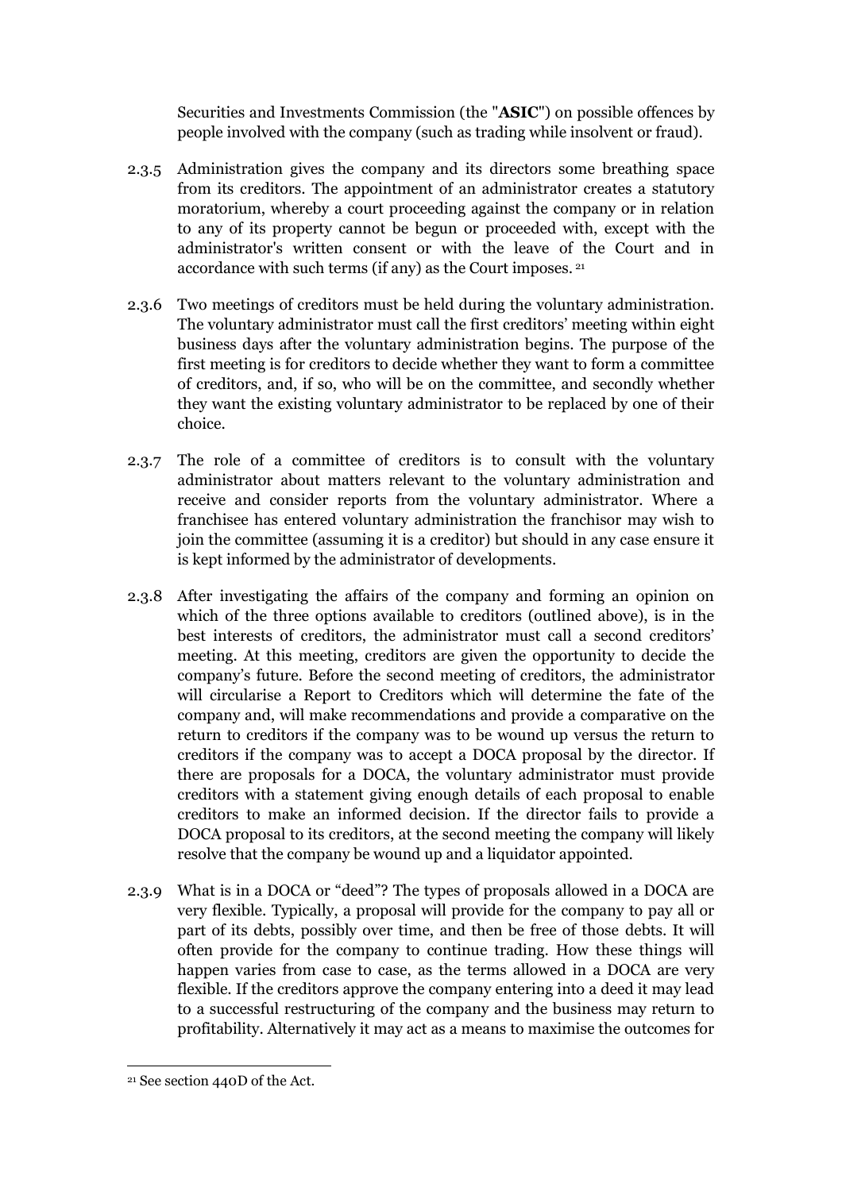Securities and Investments Commission (the "**ASIC**") on possible offences by people involved with the company (such as trading while insolvent or fraud).

2.3.5 Administration gives the company and its directors some breathing space from its creditors. The appointment of an administrator creates a statutory moratorium, whereby a court proceeding against the company or in relation to any of its property cannot be begun or proceeded with, except with the administrator's written consent or with the leave of the Court and in accordance with such terms (if any) as the Court imposes. [21]

2.3.6 Two meetings of creditors must be held during the voluntary administration. The voluntary administrator must call the first creditors' meeting within eight business days after the voluntary administration begins. The purpose of the first meeting is for creditors to decide whether they want to form a committee of creditors, and, if so, who will be on the committee, and secondly whether they want the existing voluntary administrator to be replaced by one of their choice.

2.3.7 The role of a committee of creditors is to consult with the voluntary administrator about matters relevant to the voluntary administration and receive and consider reports from the voluntary administrator. Where a franchisee has entered voluntary administration the franchisor may wish to join the committee (assuming it is a creditor) but should in any case ensure it is kept informed by the administrator of developments.

2.3.8 After investigating the affairs of the company and forming an opinion on which of the three options available to creditors (outlined above), is in the best interests of creditors, the administrator must call a second creditors' meeting. At this meeting, creditors are given the opportunity to decide the company's future. Before the second meeting of creditors, the administrator will circularise a Report to Creditors which will determine the fate of the company and, will make recommendations and provide a comparative on the return to creditors if the company was to be wound up versus the return to creditors if the company was to accept a DOCA proposal by the director. If there are proposals for a DOCA, the voluntary administrator must provide creditors with a statement giving enough details of each proposal to enable creditors to make an informed decision. If the director fails to provide a DOCA proposal to its creditors, at the second meeting the company will likely resolve that the company be wound up and a liquidator appointed.

2.3.9 What is in a DOCA or "deed"? The types of proposals allowed in a DOCA are very flexible. Typically, a proposal will provide for the company to pay all or part of its debts, possibly over time, and then be free of those debts. It will often provide for the company to continue trading. How these things will happen varies from case to case, as the terms allowed in a DOCA are very flexible. If the creditors approve the company entering into a deed it may lead to a successful restructuring of the company and the business may return to profitability. Alternatively it may act as a means to maximise the outcomes for

---

[21] See section 440D of the Act.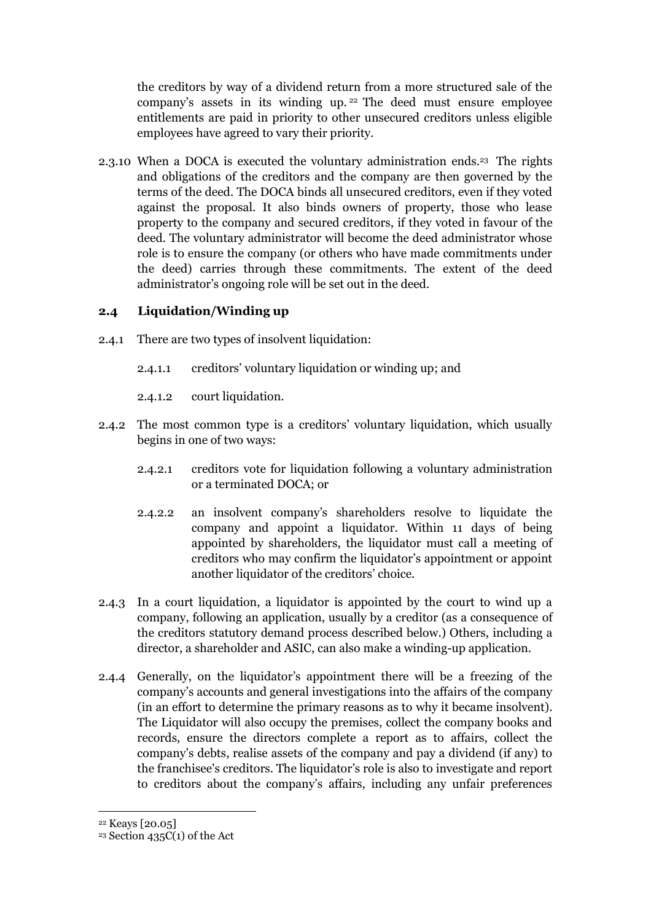the creditors by way of a dividend return from a more structured sale of the company's assets in its winding up.[22] The deed must ensure employee entitlements are paid in priority to other unsecured creditors unless eligible employees have agreed to vary their priority.

2.3.10 When a DOCA is executed the voluntary administration ends.[23] The rights and obligations of the creditors and the company are then governed by the terms of the deed. The DOCA binds all unsecured creditors, even if they voted against the proposal. It also binds owners of property, those who lease property to the company and secured creditors, if they voted in favour of the deed. The voluntary administrator will become the deed administrator whose role is to ensure the company (or others who have made commitments under the deed) carries through these commitments. The extent of the deed administrator's ongoing role will be set out in the deed.

### 2.4 Liquidation/Winding up

2.4.1 There are two types of insolvent liquidation:

2.4.1.1 creditors' voluntary liquidation or winding up; and

2.4.1.2 court liquidation.

2.4.2 The most common type is a creditors' voluntary liquidation, which usually begins in one of two ways:

2.4.2.1 creditors vote for liquidation following a voluntary administration or a terminated DOCA; or

2.4.2.2 an insolvent company's shareholders resolve to liquidate the company and appoint a liquidator. Within 11 days of being appointed by shareholders, the liquidator must call a meeting of creditors who may confirm the liquidator's appointment or appoint another liquidator of the creditors' choice.

2.4.3 In a court liquidation, a liquidator is appointed by the court to wind up a company, following an application, usually by a creditor (as a consequence of the creditors statutory demand process described below.) Others, including a director, a shareholder and ASIC, can also make a winding-up application.

2.4.4 Generally, on the liquidator's appointment there will be a freezing of the company's accounts and general investigations into the affairs of the company (in an effort to determine the primary reasons as to why it became insolvent). The Liquidator will also occupy the premises, collect the company books and records, ensure the directors complete a report as to affairs, collect the company's debts, realise assets of the company and pay a dividend (if any) to the franchisee's creditors. The liquidator's role is also to investigate and report to creditors about the company's affairs, including any unfair preferences

---

[22] Keays [20.05]

[23] Section 435C(1) of the Act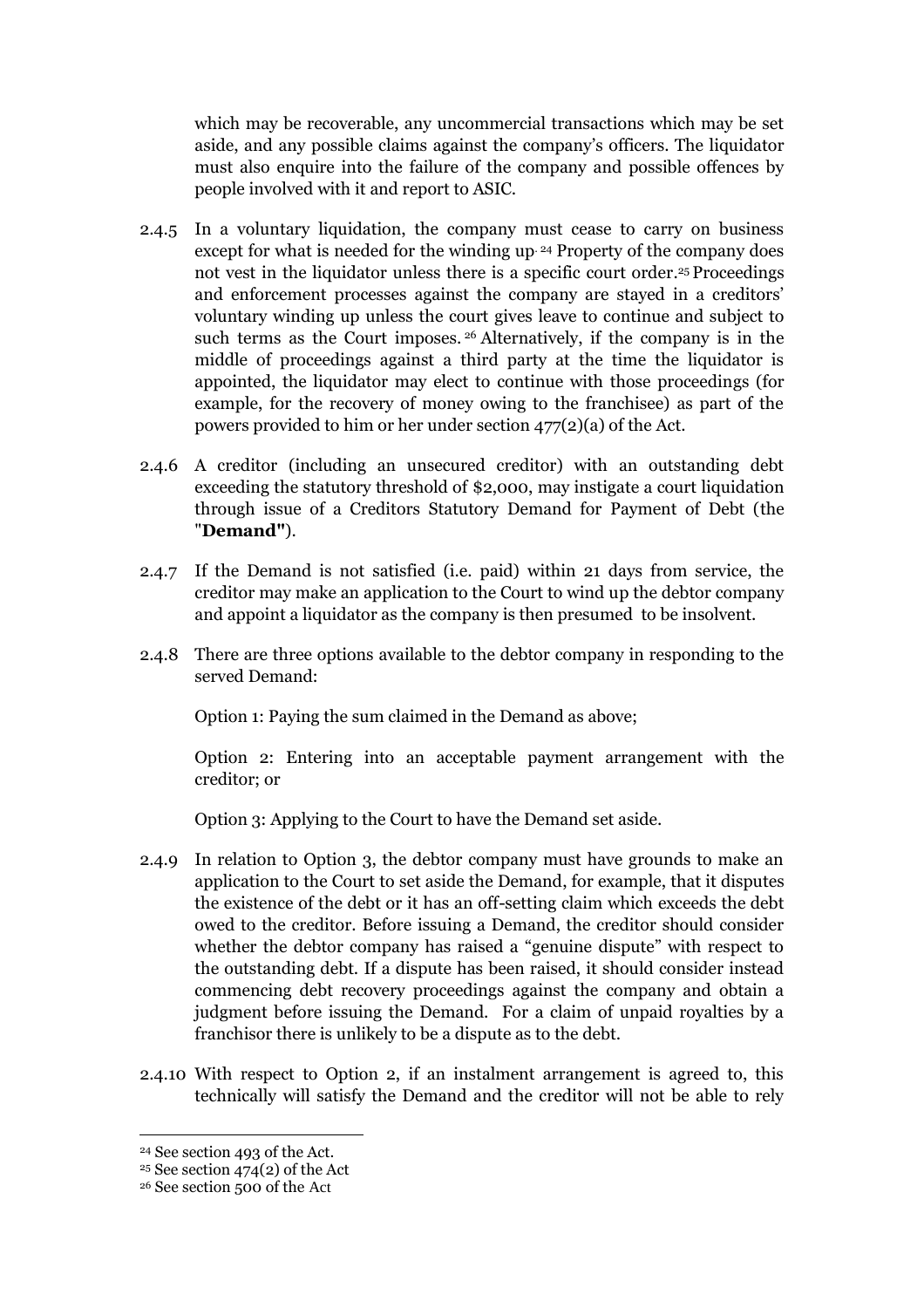which may be recoverable, any uncommercial transactions which may be set aside, and any possible claims against the company's officers. The liquidator must also enquire into the failure of the company and possible offences by people involved with it and report to ASIC.

2.4.5 In a voluntary liquidation, the company must cease to carry on business except for what is needed for the winding up.[24] Property of the company does not vest in the liquidator unless there is a specific court order.[25] Proceedings and enforcement processes against the company are stayed in a creditors' voluntary winding up unless the court gives leave to continue and subject to such terms as the Court imposes.[26] Alternatively, if the company is in the middle of proceedings against a third party at the time the liquidator is appointed, the liquidator may elect to continue with those proceedings (for example, for the recovery of money owing to the franchisee) as part of the powers provided to him or her under section 477(2)(a) of the Act.

2.4.6 A creditor (including an unsecured creditor) with an outstanding debt exceeding the statutory threshold of $2,000, may instigate a court liquidation through issue of a Creditors Statutory Demand for Payment of Debt (the "**Demand"**).

2.4.7 If the Demand is not satisfied (i.e. paid) within 21 days from service, the creditor may make an application to the Court to wind up the debtor company and appoint a liquidator as the company is then presumed to be insolvent.

2.4.8 There are three options available to the debtor company in responding to the served Demand:

Option 1: Paying the sum claimed in the Demand as above;

Option 2: Entering into an acceptable payment arrangement with the creditor; or

Option 3: Applying to the Court to have the Demand set aside.

2.4.9 In relation to Option 3, the debtor company must have grounds to make an application to the Court to set aside the Demand, for example, that it disputes the existence of the debt or it has an off-setting claim which exceeds the debt owed to the creditor. Before issuing a Demand, the creditor should consider whether the debtor company has raised a "genuine dispute" with respect to the outstanding debt. If a dispute has been raised, it should consider instead commencing debt recovery proceedings against the company and obtain a judgment before issuing the Demand. For a claim of unpaid royalties by a franchisor there is unlikely to be a dispute as to the debt.

2.4.10 With respect to Option 2, if an instalment arrangement is agreed to, this technically will satisfy the Demand and the creditor will not be able to rely

---

[24] See section 493 of the Act.

[25] See section 474(2) of the Act

[26] See section 500 of the Act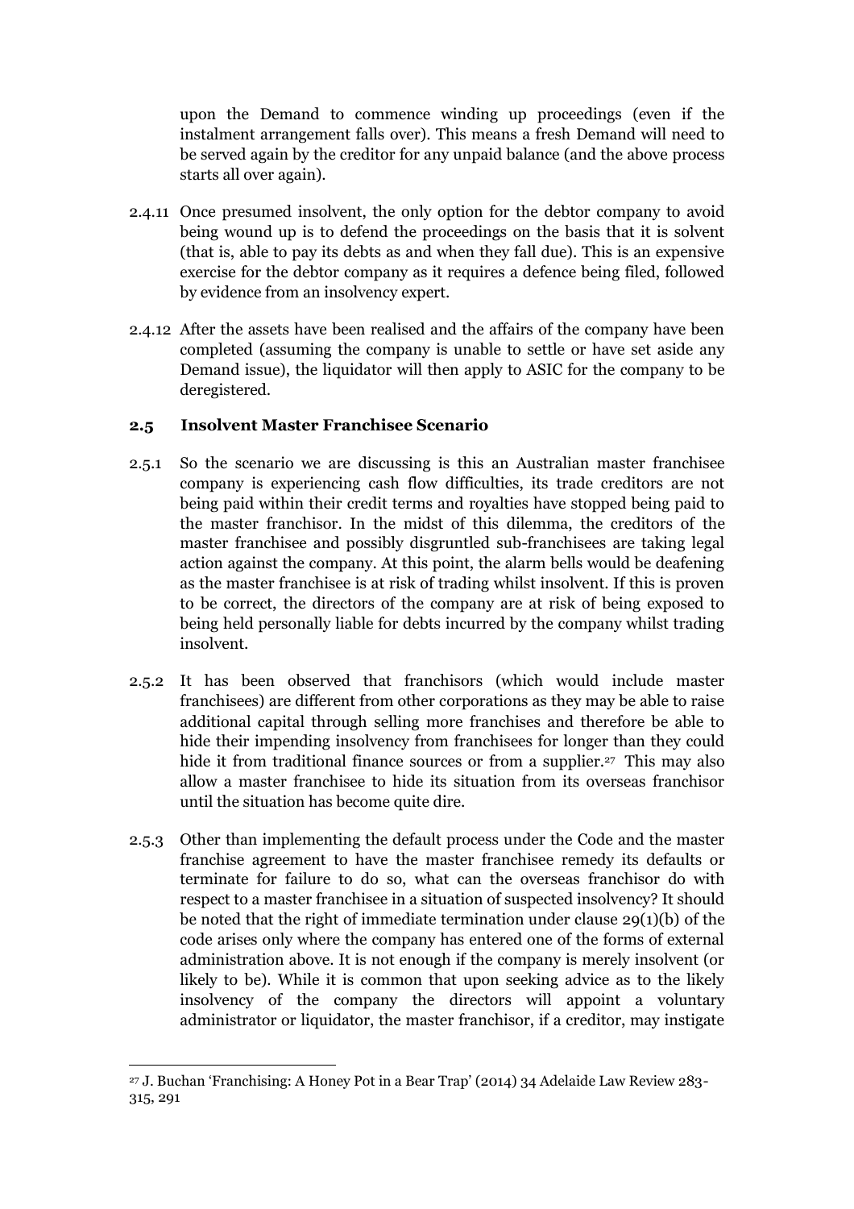upon the Demand to commence winding up proceedings (even if the instalment arrangement falls over). This means a fresh Demand will need to be served again by the creditor for any unpaid balance (and the above process starts all over again).

2.4.11 Once presumed insolvent, the only option for the debtor company to avoid being wound up is to defend the proceedings on the basis that it is solvent (that is, able to pay its debts as and when they fall due). This is an expensive exercise for the debtor company as it requires a defence being filed, followed by evidence from an insolvency expert.

2.4.12 After the assets have been realised and the affairs of the company have been completed (assuming the company is unable to settle or have set aside any Demand issue), the liquidator will then apply to ASIC for the company to be deregistered.

### 2.5 Insolvent Master Franchisee Scenario

2.5.1 So the scenario we are discussing is this an Australian master franchisee company is experiencing cash flow difficulties, its trade creditors are not being paid within their credit terms and royalties have stopped being paid to the master franchisor. In the midst of this dilemma, the creditors of the master franchisee and possibly disgruntled sub-franchisees are taking legal action against the company. At this point, the alarm bells would be deafening as the master franchisee is at risk of trading whilst insolvent. If this is proven to be correct, the directors of the company are at risk of being exposed to being held personally liable for debts incurred by the company whilst trading insolvent.

2.5.2 It has been observed that franchisors (which would include master franchisees) are different from other corporations as they may be able to raise additional capital through selling more franchises and therefore be able to hide their impending insolvency from franchisees for longer than they could hide it from traditional finance sources or from a supplier.[27] This may also allow a master franchisee to hide its situation from its overseas franchisor until the situation has become quite dire.

2.5.3 Other than implementing the default process under the Code and the master franchise agreement to have the master franchisee remedy its defaults or terminate for failure to do so, what can the overseas franchisor do with respect to a master franchisee in a situation of suspected insolvency? It should be noted that the right of immediate termination under clause 29(1)(b) of the code arises only where the company has entered one of the forms of external administration above. It is not enough if the company is merely insolvent (or likely to be). While it is common that upon seeking advice as to the likely insolvency of the company the directors will appoint a voluntary administrator or liquidator, the master franchisor, if a creditor, may instigate

---

[27] J. Buchan 'Franchising: A Honey Pot in a Bear Trap' (2014) 34 Adelaide Law Review 283-315, 291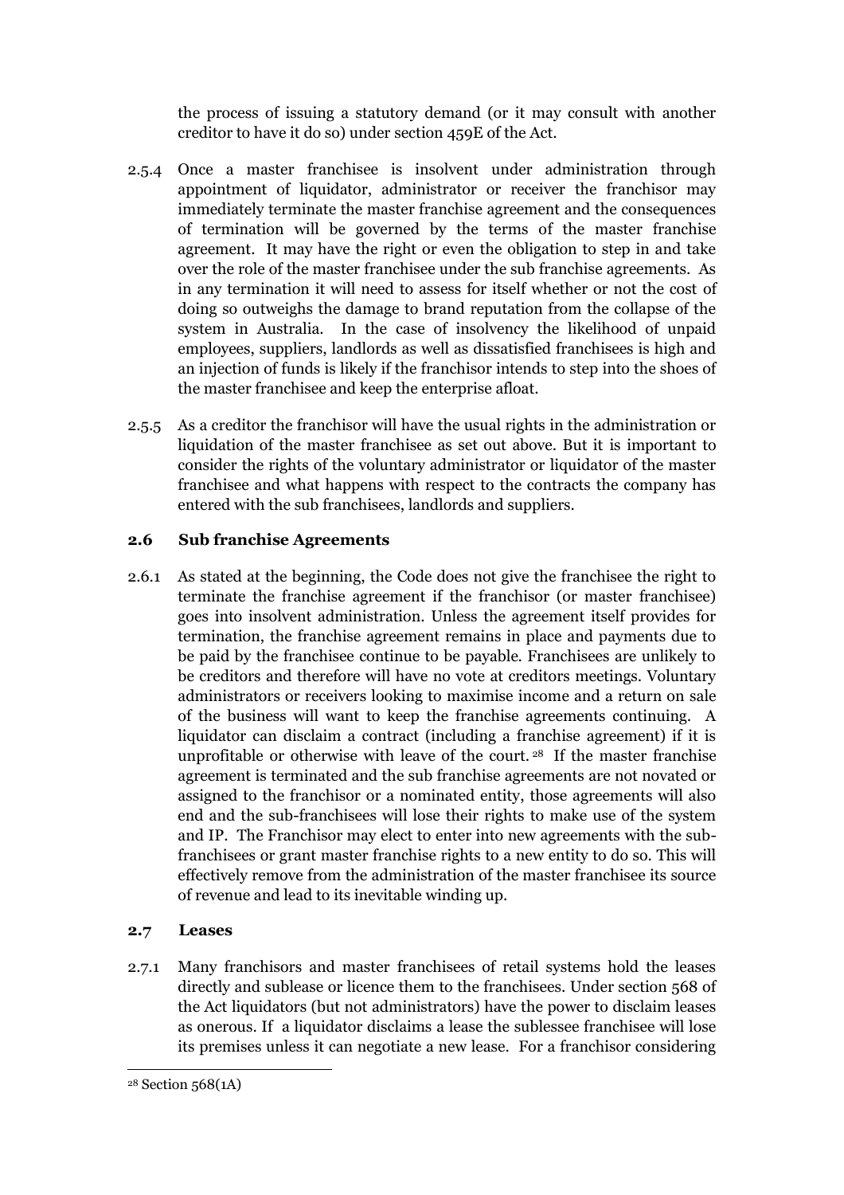the process of issuing a statutory demand (or it may consult with another creditor to have it do so) under section 459E of the Act.

2.5.4 Once a master franchisee is insolvent under administration through appointment of liquidator, administrator or receiver the franchisor may immediately terminate the master franchise agreement and the consequences of termination will be governed by the terms of the master franchise agreement. It may have the right or even the obligation to step in and take over the role of the master franchisee under the sub franchise agreements. As in any termination it will need to assess for itself whether or not the cost of doing so outweighs the damage to brand reputation from the collapse of the system in Australia. In the case of insolvency the likelihood of unpaid employees, suppliers, landlords as well as dissatisfied franchisees is high and an injection of funds is likely if the franchisor intends to step into the shoes of the master franchisee and keep the enterprise afloat.

2.5.5 As a creditor the franchisor will have the usual rights in the administration or liquidation of the master franchisee as set out above. But it is important to consider the rights of the voluntary administrator or liquidator of the master franchisee and what happens with respect to the contracts the company has entered with the sub franchisees, landlords and suppliers.

### 2.6 Sub franchise Agreements

2.6.1 As stated at the beginning, the Code does not give the franchisee the right to terminate the franchise agreement if the franchisor (or master franchisee) goes into insolvent administration. Unless the agreement itself provides for termination, the franchise agreement remains in place and payments due to be paid by the franchisee continue to be payable. Franchisees are unlikely to be creditors and therefore will have no vote at creditors meetings. Voluntary administrators or receivers looking to maximise income and a return on sale of the business will want to keep the franchise agreements continuing. A liquidator can disclaim a contract (including a franchise agreement) if it is unprofitable or otherwise with leave of the court.[28] If the master franchise agreement is terminated and the sub franchise agreements are not novated or assigned to the franchisor or a nominated entity, those agreements will also end and the sub-franchisees will lose their rights to make use of the system and IP. The Franchisor may elect to enter into new agreements with the sub-franchisees or grant master franchise rights to a new entity to do so. This will effectively remove from the administration of the master franchisee its source of revenue and lead to its inevitable winding up.

### 2.7 Leases

2.7.1 Many franchisors and master franchisees of retail systems hold the leases directly and sublease or licence them to the franchisees. Under section 568 of the Act liquidators (but not administrators) have the power to disclaim leases as onerous. If a liquidator disclaims a lease the sublessee franchisee will lose its premises unless it can negotiate a new lease. For a franchisor considering

---

[28] Section 568(1A)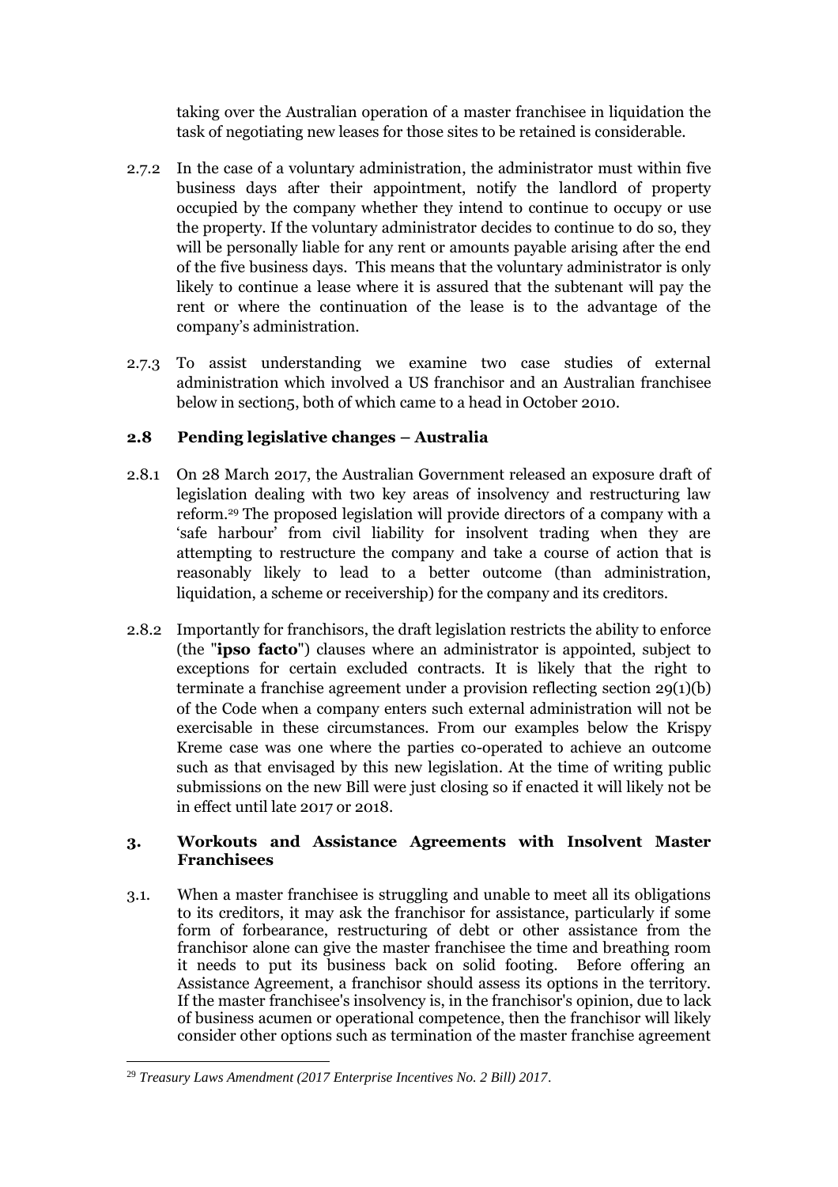taking over the Australian operation of a master franchisee in liquidation the task of negotiating new leases for those sites to be retained is considerable.

2.7.2 In the case of a voluntary administration, the administrator must within five business days after their appointment, notify the landlord of property occupied by the company whether they intend to continue to occupy or use the property. If the voluntary administrator decides to continue to do so, they will be personally liable for any rent or amounts payable arising after the end of the five business days. This means that the voluntary administrator is only likely to continue a lease where it is assured that the subtenant will pay the rent or where the continuation of the lease is to the advantage of the company's administration.

2.7.3 To assist understanding we examine two case studies of external administration which involved a US franchisor and an Australian franchisee below in section5, both of which came to a head in October 2010.

## 2.8 Pending legislative changes – Australia

2.8.1 On 28 March 2017, the Australian Government released an exposure draft of legislation dealing with two key areas of insolvency and restructuring law reform.[29] The proposed legislation will provide directors of a company with a 'safe harbour' from civil liability for insolvent trading when they are attempting to restructure the company and take a course of action that is reasonably likely to lead to a better outcome (than administration, liquidation, a scheme or receivership) for the company and its creditors.

2.8.2 Importantly for franchisors, the draft legislation restricts the ability to enforce (the "**ipso facto**") clauses where an administrator is appointed, subject to exceptions for certain excluded contracts. It is likely that the right to terminate a franchise agreement under a provision reflecting section 29(1)(b) of the Code when a company enters such external administration will not be exercisable in these circumstances. From our examples below the Krispy Kreme case was one where the parties co-operated to achieve an outcome such as that envisaged by this new legislation. At the time of writing public submissions on the new Bill were just closing so if enacted it will likely not be in effect until late 2017 or 2018.

## 3. Workouts and Assistance Agreements with Insolvent Master Franchisees

3.1. When a master franchisee is struggling and unable to meet all its obligations to its creditors, it may ask the franchisor for assistance, particularly if some form of forbearance, restructuring of debt or other assistance from the franchisor alone can give the master franchisee the time and breathing room it needs to put its business back on solid footing. Before offering an Assistance Agreement, a franchisor should assess its options in the territory. If the master franchisee's insolvency is, in the franchisor's opinion, due to lack of business acumen or operational competence, then the franchisor will likely consider other options such as termination of the master franchise agreement

---

[29] *Treasury Laws Amendment (2017 Enterprise Incentives No. 2 Bill) 2017*.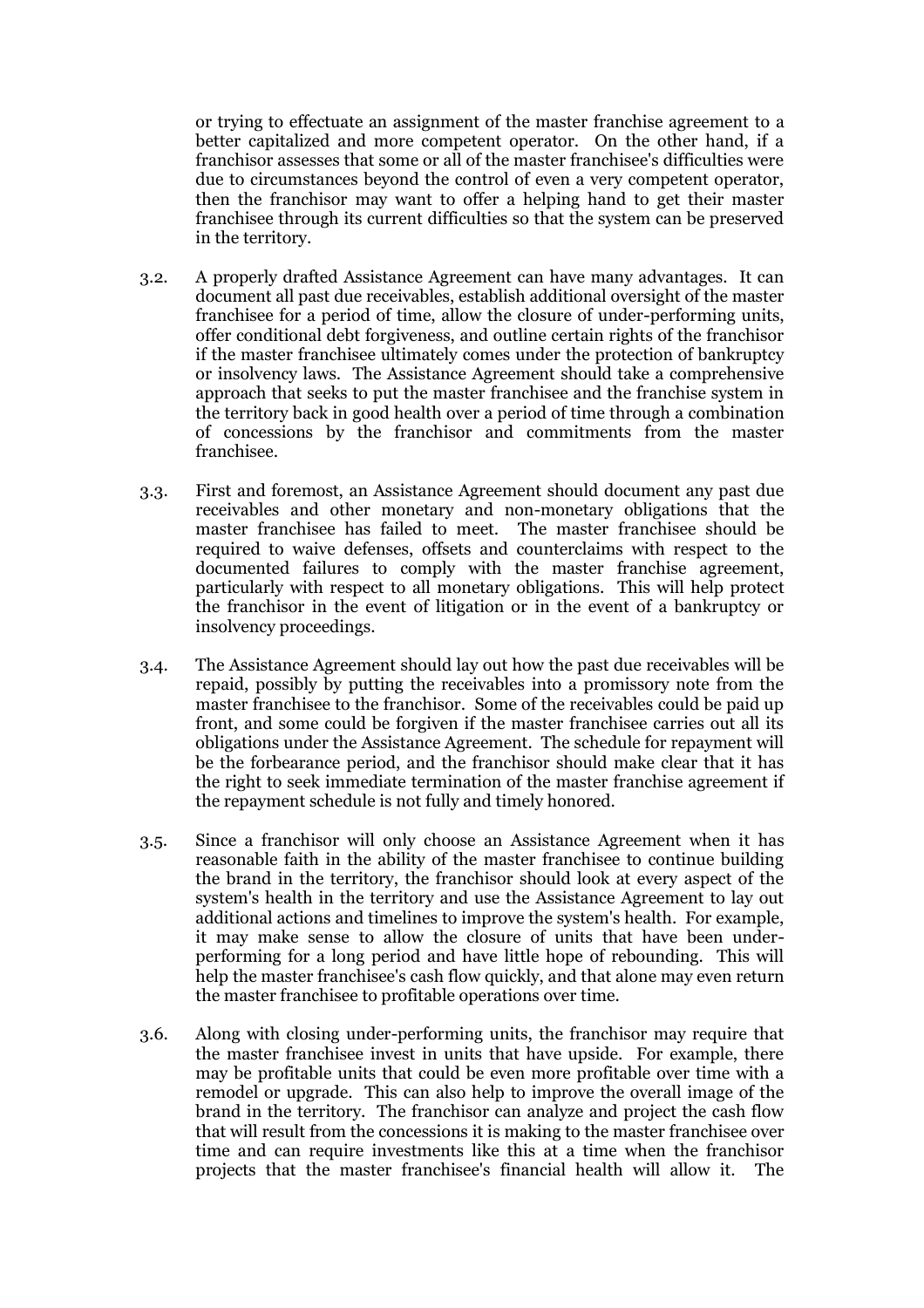or trying to effectuate an assignment of the master franchise agreement to a better capitalized and more competent operator. On the other hand, if a franchisor assesses that some or all of the master franchisee's difficulties were due to circumstances beyond the control of even a very competent operator, then the franchisor may want to offer a helping hand to get their master franchisee through its current difficulties so that the system can be preserved in the territory.

3.2. A properly drafted Assistance Agreement can have many advantages. It can document all past due receivables, establish additional oversight of the master franchisee for a period of time, allow the closure of under-performing units, offer conditional debt forgiveness, and outline certain rights of the franchisor if the master franchisee ultimately comes under the protection of bankruptcy or insolvency laws. The Assistance Agreement should take a comprehensive approach that seeks to put the master franchisee and the franchise system in the territory back in good health over a period of time through a combination of concessions by the franchisor and commitments from the master franchisee.

3.3. First and foremost, an Assistance Agreement should document any past due receivables and other monetary and non-monetary obligations that the master franchisee has failed to meet. The master franchisee should be required to waive defenses, offsets and counterclaims with respect to the documented failures to comply with the master franchise agreement, particularly with respect to all monetary obligations. This will help protect the franchisor in the event of litigation or in the event of a bankruptcy or insolvency proceedings.

3.4. The Assistance Agreement should lay out how the past due receivables will be repaid, possibly by putting the receivables into a promissory note from the master franchisee to the franchisor. Some of the receivables could be paid up front, and some could be forgiven if the master franchisee carries out all its obligations under the Assistance Agreement. The schedule for repayment will be the forbearance period, and the franchisor should make clear that it has the right to seek immediate termination of the master franchise agreement if the repayment schedule is not fully and timely honored.

3.5. Since a franchisor will only choose an Assistance Agreement when it has reasonable faith in the ability of the master franchisee to continue building the brand in the territory, the franchisor should look at every aspect of the system's health in the territory and use the Assistance Agreement to lay out additional actions and timelines to improve the system's health. For example, it may make sense to allow the closure of units that have been under-performing for a long period and have little hope of rebounding. This will help the master franchisee's cash flow quickly, and that alone may even return the master franchisee to profitable operations over time.

3.6. Along with closing under-performing units, the franchisor may require that the master franchisee invest in units that have upside. For example, there may be profitable units that could be even more profitable over time with a remodel or upgrade. This can also help to improve the overall image of the brand in the territory. The franchisor can analyze and project the cash flow that will result from the concessions it is making to the master franchisee over time and can require investments like this at a time when the franchisor projects that the master franchisee's financial health will allow it. The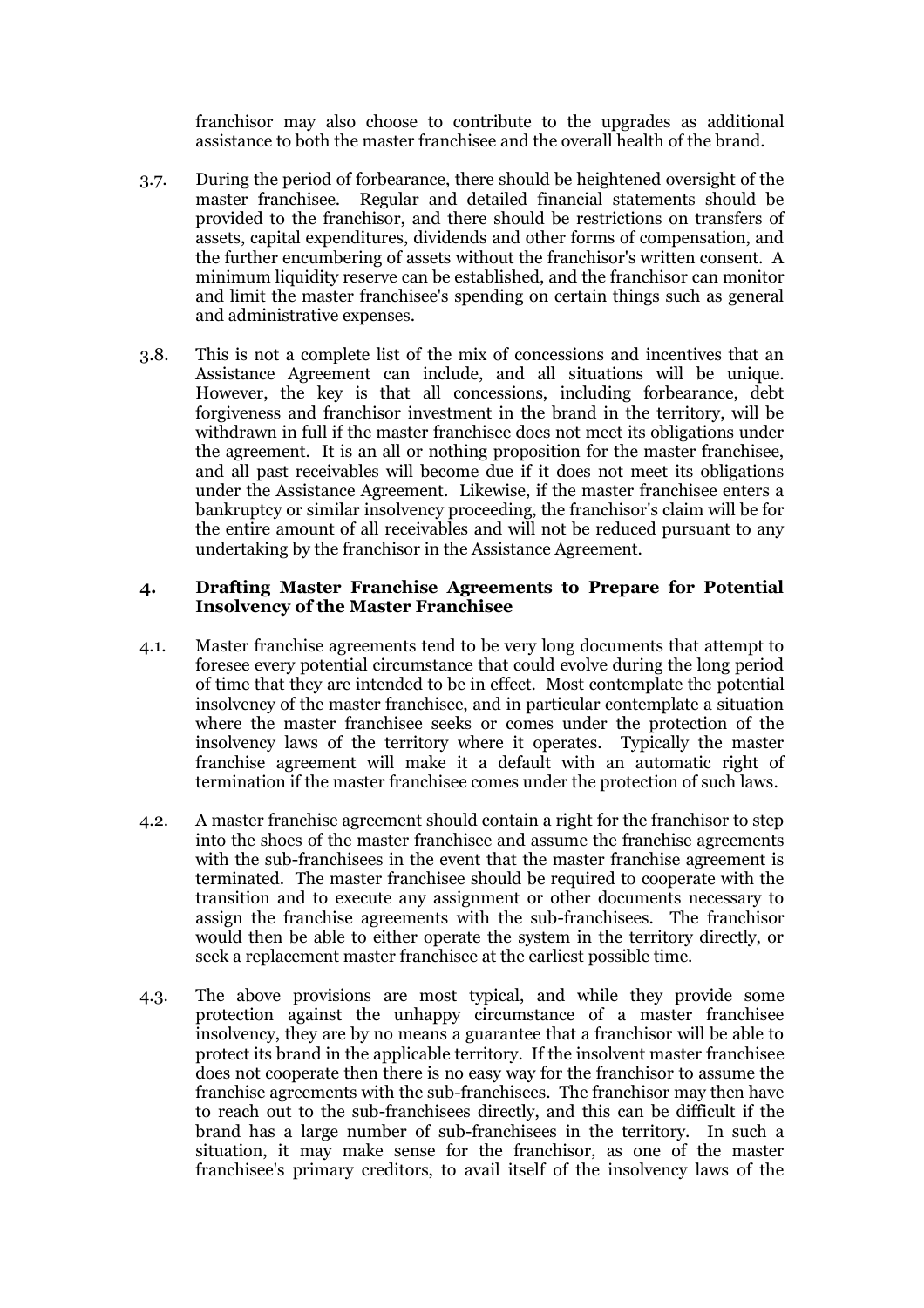franchisor may also choose to contribute to the upgrades as additional assistance to both the master franchisee and the overall health of the brand.

3.7. During the period of forbearance, there should be heightened oversight of the master franchisee. Regular and detailed financial statements should be provided to the franchisor, and there should be restrictions on transfers of assets, capital expenditures, dividends and other forms of compensation, and the further encumbering of assets without the franchisor's written consent. A minimum liquidity reserve can be established, and the franchisor can monitor and limit the master franchisee's spending on certain things such as general and administrative expenses.

3.8. This is not a complete list of the mix of concessions and incentives that an Assistance Agreement can include, and all situations will be unique. However, the key is that all concessions, including forbearance, debt forgiveness and franchisor investment in the brand in the territory, will be withdrawn in full if the master franchisee does not meet its obligations under the agreement. It is an all or nothing proposition for the master franchisee, and all past receivables will become due if it does not meet its obligations under the Assistance Agreement. Likewise, if the master franchisee enters a bankruptcy or similar insolvency proceeding, the franchisor's claim will be for the entire amount of all receivables and will not be reduced pursuant to any undertaking by the franchisor in the Assistance Agreement.

## 4. Drafting Master Franchise Agreements to Prepare for Potential Insolvency of the Master Franchisee

4.1. Master franchise agreements tend to be very long documents that attempt to foresee every potential circumstance that could evolve during the long period of time that they are intended to be in effect. Most contemplate the potential insolvency of the master franchisee, and in particular contemplate a situation where the master franchisee seeks or comes under the protection of the insolvency laws of the territory where it operates. Typically the master franchise agreement will make it a default with an automatic right of termination if the master franchisee comes under the protection of such laws.

4.2. A master franchise agreement should contain a right for the franchisor to step into the shoes of the master franchisee and assume the franchise agreements with the sub-franchisees in the event that the master franchise agreement is terminated. The master franchisee should be required to cooperate with the transition and to execute any assignment or other documents necessary to assign the franchise agreements with the sub-franchisees. The franchisor would then be able to either operate the system in the territory directly, or seek a replacement master franchisee at the earliest possible time.

4.3. The above provisions are most typical, and while they provide some protection against the unhappy circumstance of a master franchisee insolvency, they are by no means a guarantee that a franchisor will be able to protect its brand in the applicable territory. If the insolvent master franchisee does not cooperate then there is no easy way for the franchisor to assume the franchise agreements with the sub-franchisees. The franchisor may then have to reach out to the sub-franchisees directly, and this can be difficult if the brand has a large number of sub-franchisees in the territory. In such a situation, it may make sense for the franchisor, as one of the master franchisee's primary creditors, to avail itself of the insolvency laws of the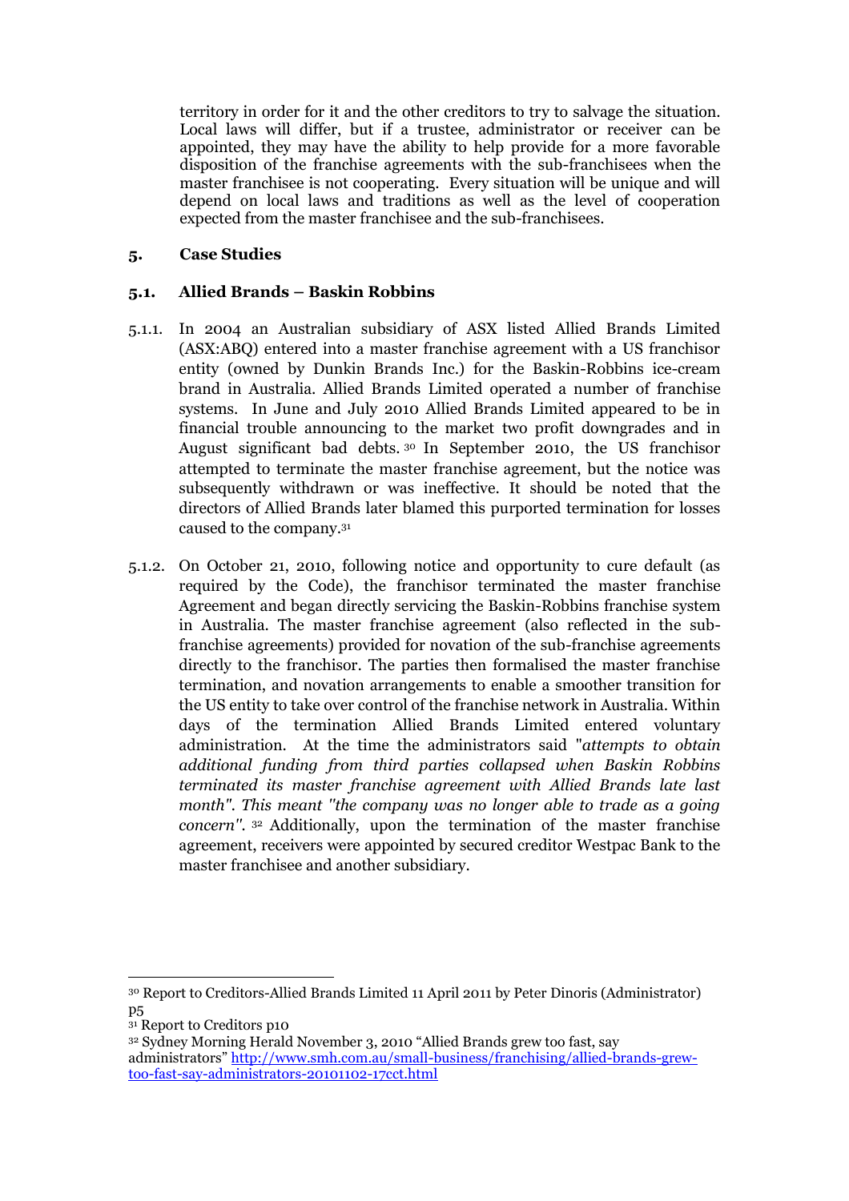territory in order for it and the other creditors to try to salvage the situation. Local laws will differ, but if a trustee, administrator or receiver can be appointed, they may have the ability to help provide for a more favorable disposition of the franchise agreements with the sub-franchisees when the master franchisee is not cooperating. Every situation will be unique and will depend on local laws and traditions as well as the level of cooperation expected from the master franchisee and the sub-franchisees.

## 5. Case Studies

### 5.1. Allied Brands – Baskin Robbins

5.1.1. In 2004 an Australian subsidiary of ASX listed Allied Brands Limited (ASX:ABQ) entered into a master franchise agreement with a US franchisor entity (owned by Dunkin Brands Inc.) for the Baskin-Robbins ice-cream brand in Australia. Allied Brands Limited operated a number of franchise systems. In June and July 2010 Allied Brands Limited appeared to be in financial trouble announcing to the market two profit downgrades and in August significant bad debts.[30] In September 2010, the US franchisor attempted to terminate the master franchise agreement, but the notice was subsequently withdrawn or was ineffective. It should be noted that the directors of Allied Brands later blamed this purported termination for losses caused to the company.[31]

5.1.2. On October 21, 2010, following notice and opportunity to cure default (as required by the Code), the franchisor terminated the master franchise Agreement and began directly servicing the Baskin-Robbins franchise system in Australia. The master franchise agreement (also reflected in the sub-franchise agreements) provided for novation of the sub-franchise agreements directly to the franchisor. The parties then formalised the master franchise termination, and novation arrangements to enable a smoother transition for the US entity to take over control of the franchise network in Australia. Within days of the termination Allied Brands Limited entered voluntary administration. At the time the administrators said "*attempts to obtain additional funding from third parties collapsed when Baskin Robbins terminated its master franchise agreement with Allied Brands late last month". This meant "the company was no longer able to trade as a going concern"*.[32] Additionally, upon the termination of the master franchise agreement, receivers were appointed by secured creditor Westpac Bank to the master franchisee and another subsidiary.

---

[30] Report to Creditors-Allied Brands Limited 11 April 2011 by Peter Dinoris (Administrator) p5

[31] Report to Creditors p10

[32] Sydney Morning Herald November 3, 2010 "Allied Brands grew too fast, say administrators" [http://www.smh.com.au/small-business/franchising/allied-brands-grew-too-fast-say-administrators-20101102-17cct.html](http://www.smh.com.au/small-business/franchising/allied-brands-grew-too-fast-say-administrators-20101102-17cct.html)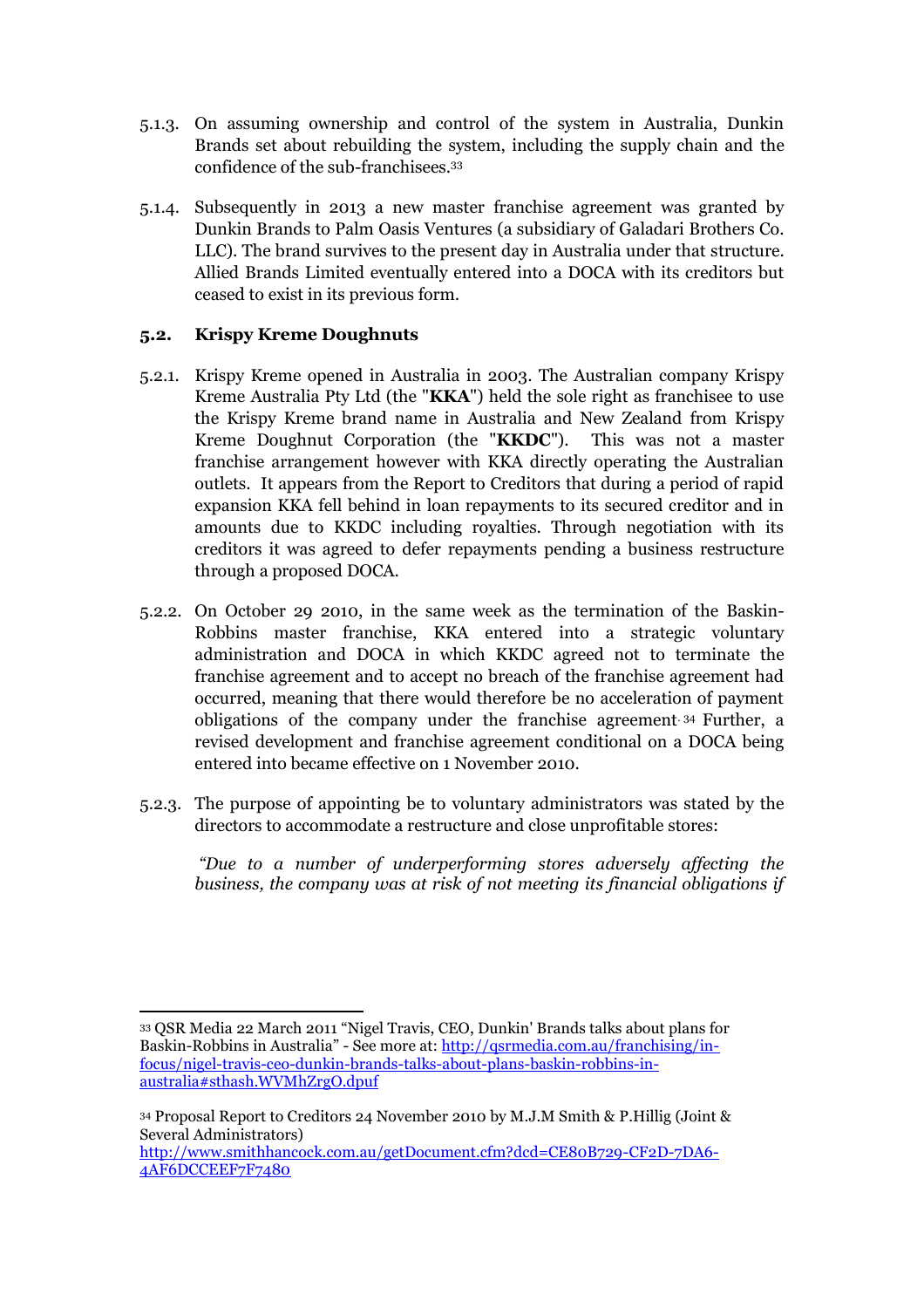5.1.3. On assuming ownership and control of the system in Australia, Dunkin Brands set about rebuilding the system, including the supply chain and the confidence of the sub-franchisees.[33]

5.1.4. Subsequently in 2013 a new master franchise agreement was granted by Dunkin Brands to Palm Oasis Ventures (a subsidiary of Galadari Brothers Co. LLC). The brand survives to the present day in Australia under that structure. Allied Brands Limited eventually entered into a DOCA with its creditors but ceased to exist in its previous form.

### 5.2. Krispy Kreme Doughnuts

5.2.1. Krispy Kreme opened in Australia in 2003. The Australian company Krispy Kreme Australia Pty Ltd (the "**KKA**") held the sole right as franchisee to use the Krispy Kreme brand name in Australia and New Zealand from Krispy Kreme Doughnut Corporation (the "**KKDC**"). This was not a master franchise arrangement however with KKA directly operating the Australian outlets. It appears from the Report to Creditors that during a period of rapid expansion KKA fell behind in loan repayments to its secured creditor and in amounts due to KKDC including royalties. Through negotiation with its creditors it was agreed to defer repayments pending a business restructure through a proposed DOCA.

5.2.2. On October 29 2010, in the same week as the termination of the Baskin-Robbins master franchise, KKA entered into a strategic voluntary administration and DOCA in which KKDC agreed not to terminate the franchise agreement and to accept no breach of the franchise agreement had occurred, meaning that there would therefore be no acceleration of payment obligations of the company under the franchise agreement.[34] Further, a revised development and franchise agreement conditional on a DOCA being entered into became effective on 1 November 2010.

5.2.3. The purpose of appointing be to voluntary administrators was stated by the directors to accommodate a restructure and close unprofitable stores:

> *"Due to a number of underperforming stores adversely affecting the business, the company was at risk of not meeting its financial obligations if*

---

[33] QSR Media 22 March 2011 "Nigel Travis, CEO, Dunkin' Brands talks about plans for Baskin-Robbins in Australia" - See more at: http://qsrmedia.com.au/franchising/in-focus/nigel-travis-ceo-dunkin-brands-talks-about-plans-baskin-robbins-in-australia#sthash.WVMhZrgO.dpuf

[34] Proposal Report to Creditors 24 November 2010 by M.J.M Smith & P.Hillig (Joint & Several Administrators) http://www.smithhancock.com.au/getDocument.cfm?dcd=CE80B729-CF2D-7DA6-4AF6DCCEEF7F7480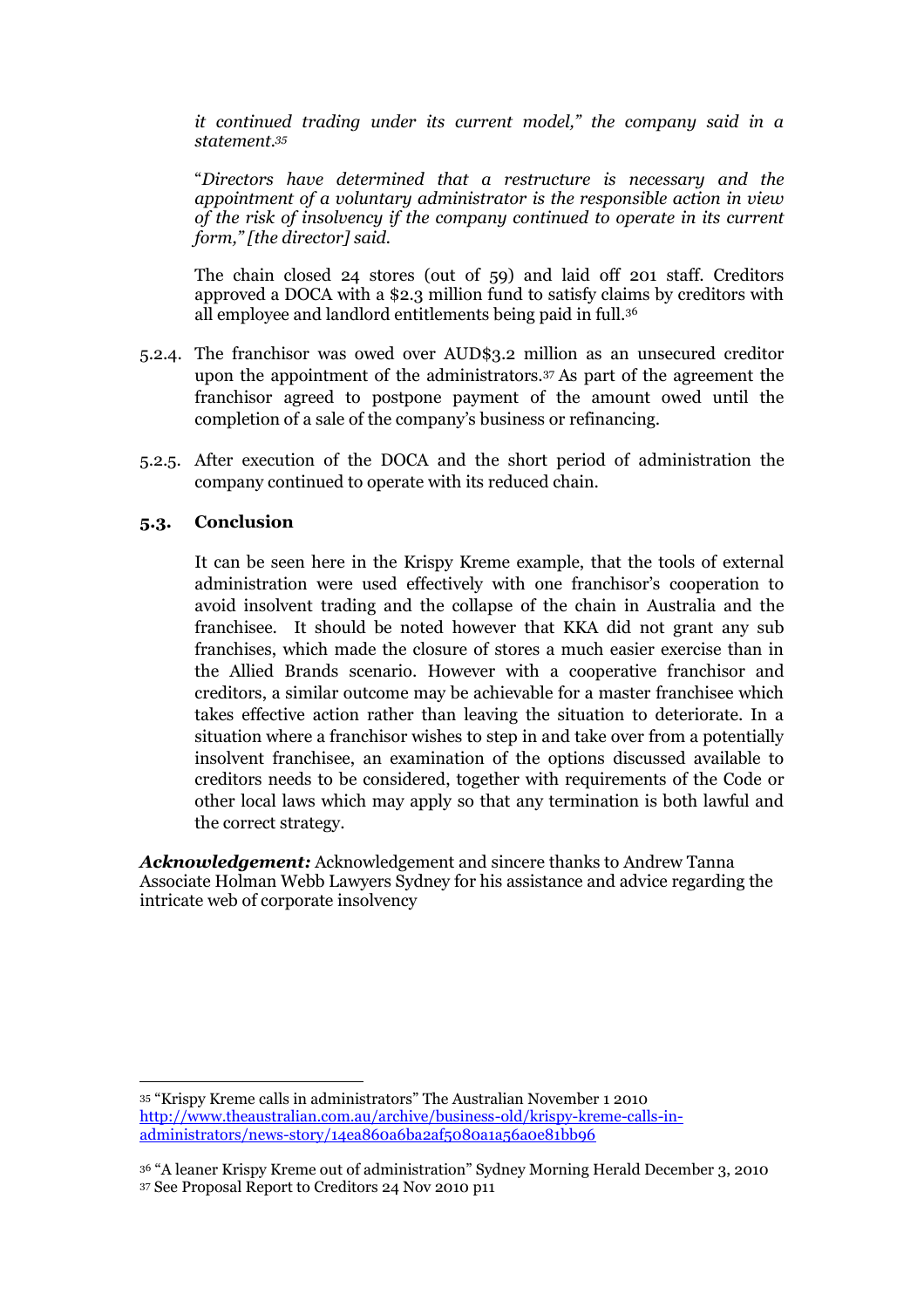*it continued trading under its current model," the company said in a statement.*[35]

"*Directors have determined that a restructure is necessary and the appointment of a voluntary administrator is the responsible action in view of the risk of insolvency if the company continued to operate in its current form," [the director] said.*

The chain closed 24 stores (out of 59) and laid off 201 staff. Creditors approved a DOCA with a $2.3 million fund to satisfy claims by creditors with all employee and landlord entitlements being paid in full.[36]

5.2.4. The franchisor was owed over AUD$3.2 million as an unsecured creditor upon the appointment of the administrators.[37] As part of the agreement the franchisor agreed to postpone payment of the amount owed until the completion of a sale of the company's business or refinancing.

5.2.5. After execution of the DOCA and the short period of administration the company continued to operate with its reduced chain.

### 5.3. Conclusion

It can be seen here in the Krispy Kreme example, that the tools of external administration were used effectively with one franchisor's cooperation to avoid insolvent trading and the collapse of the chain in Australia and the franchisee. It should be noted however that KKA did not grant any sub franchises, which made the closure of stores a much easier exercise than in the Allied Brands scenario. However with a cooperative franchisor and creditors, a similar outcome may be achievable for a master franchisee which takes effective action rather than leaving the situation to deteriorate. In a situation where a franchisor wishes to step in and take over from a potentially insolvent franchisee, an examination of the options discussed available to creditors needs to be considered, together with requirements of the Code or other local laws which may apply so that any termination is both lawful and the correct strategy.

***Acknowledgement:*** Acknowledgement and sincere thanks to Andrew Tanna Associate Holman Webb Lawyers Sydney for his assistance and advice regarding the intricate web of corporate insolvency

---

[35] "Krispy Kreme calls in administrators" The Australian November 1 2010 http://www.theaustralian.com.au/archive/business-old/krispy-kreme-calls-in-administrators/news-story/14ea860a6ba2af5080a1a56a0e81bb96

[36] "A leaner Krispy Kreme out of administration" Sydney Morning Herald December 3, 2010

[37] See Proposal Report to Creditors 24 Nov 2010 p11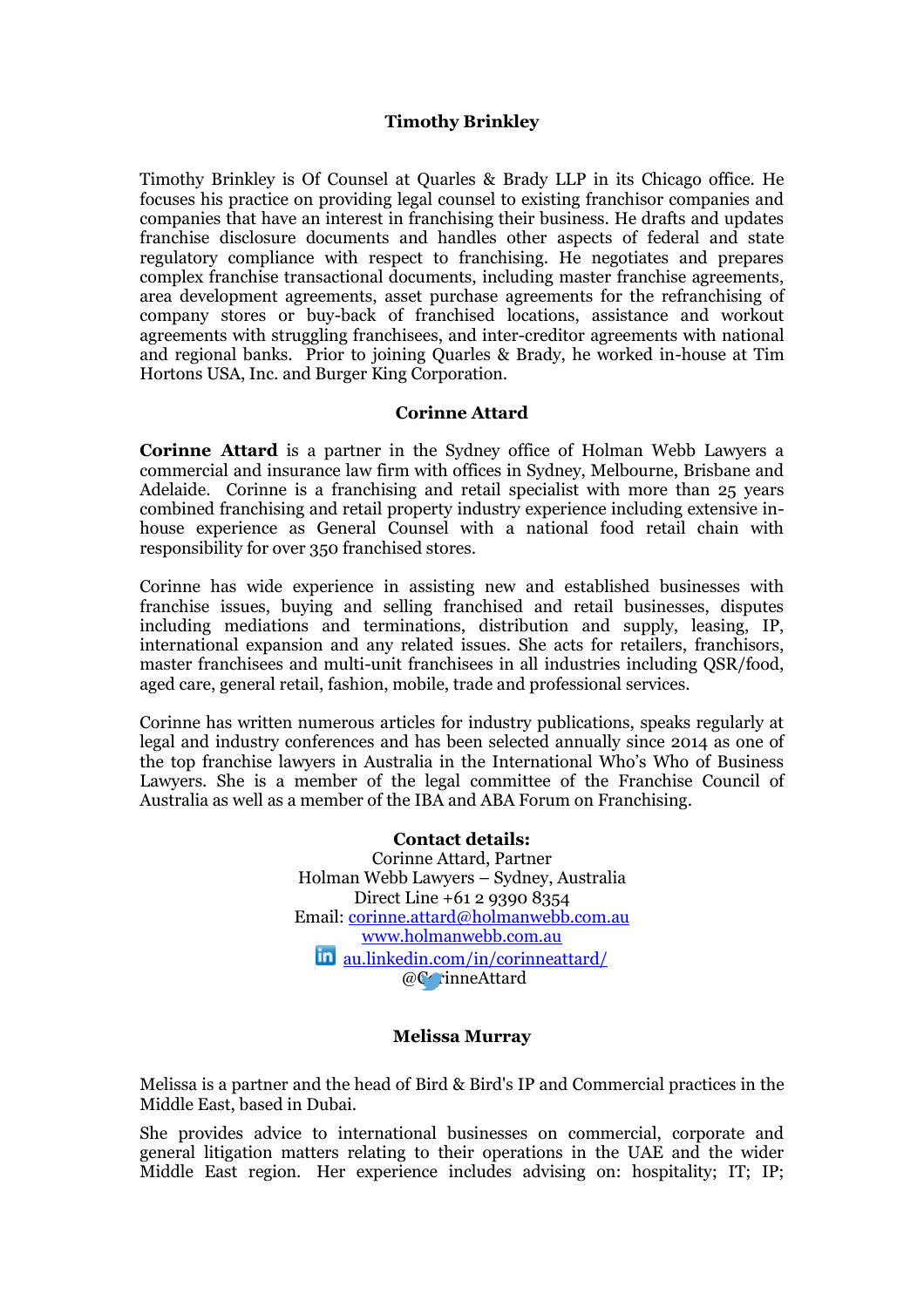### Timothy Brinkley

Timothy Brinkley is Of Counsel at Quarles & Brady LLP in its Chicago office. He focuses his practice on providing legal counsel to existing franchisor companies and companies that have an interest in franchising their business. He drafts and updates franchise disclosure documents and handles other aspects of federal and state regulatory compliance with respect to franchising. He negotiates and prepares complex franchise transactional documents, including master franchise agreements, area development agreements, asset purchase agreements for the refranchising of company stores or buy-back of franchised locations, assistance and workout agreements with struggling franchisees, and inter-creditor agreements with national and regional banks. Prior to joining Quarles & Brady, he worked in-house at Tim Hortons USA, Inc. and Burger King Corporation.

### Corinne Attard

**Corinne Attard** is a partner in the Sydney office of Holman Webb Lawyers a commercial and insurance law firm with offices in Sydney, Melbourne, Brisbane and Adelaide. Corinne is a franchising and retail specialist with more than 25 years combined franchising and retail property industry experience including extensive in-house experience as General Counsel with a national food retail chain with responsibility for over 350 franchised stores.

Corinne has wide experience in assisting new and established businesses with franchise issues, buying and selling franchised and retail businesses, disputes including mediations and terminations, distribution and supply, leasing, IP, international expansion and any related issues. She acts for retailers, franchisors, master franchisees and multi-unit franchisees in all industries including QSR/food, aged care, general retail, fashion, mobile, trade and professional services.

Corinne has written numerous articles for industry publications, speaks regularly at legal and industry conferences and has been selected annually since 2014 as one of the top franchise lawyers in Australia in the International Who's Who of Business Lawyers. She is a member of the legal committee of the Franchise Council of Australia as well as a member of the IBA and ABA Forum on Franchising.

**Contact details:**
Corinne Attard, Partner
Holman Webb Lawyers – Sydney, Australia
Direct Line +61 2 9390 8354
Email: corinne.attard@holmanwebb.com.au
www.holmanwebb.com.au
au.linkedin.com/in/corinneattard/
@CorinneAttard

### Melissa Murray

Melissa is a partner and the head of Bird & Bird's IP and Commercial practices in the Middle East, based in Dubai.

She provides advice to international businesses on commercial, corporate and general litigation matters relating to their operations in the UAE and the wider Middle East region. Her experience includes advising on: hospitality; IT; IP;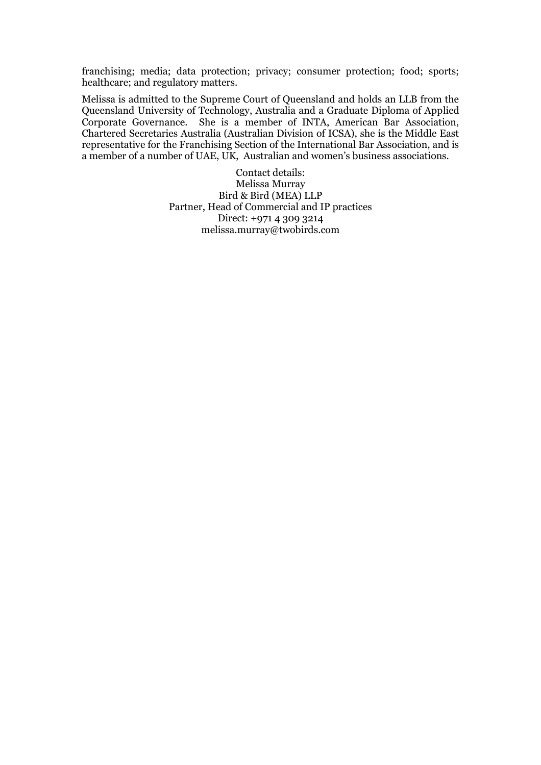franchising; media; data protection; privacy; consumer protection; food; sports; healthcare; and regulatory matters.

Melissa is admitted to the Supreme Court of Queensland and holds an LLB from the Queensland University of Technology, Australia and a Graduate Diploma of Applied Corporate Governance. She is a member of INTA, American Bar Association, Chartered Secretaries Australia (Australian Division of ICSA), she is the Middle East representative for the Franchising Section of the International Bar Association, and is a member of a number of UAE, UK, Australian and women's business associations.

Contact details:
Melissa Murray
Bird & Bird (MEA) LLP
Partner, Head of Commercial and IP practices
Direct: +971 4 309 3214
melissa.murray@twobirds.com